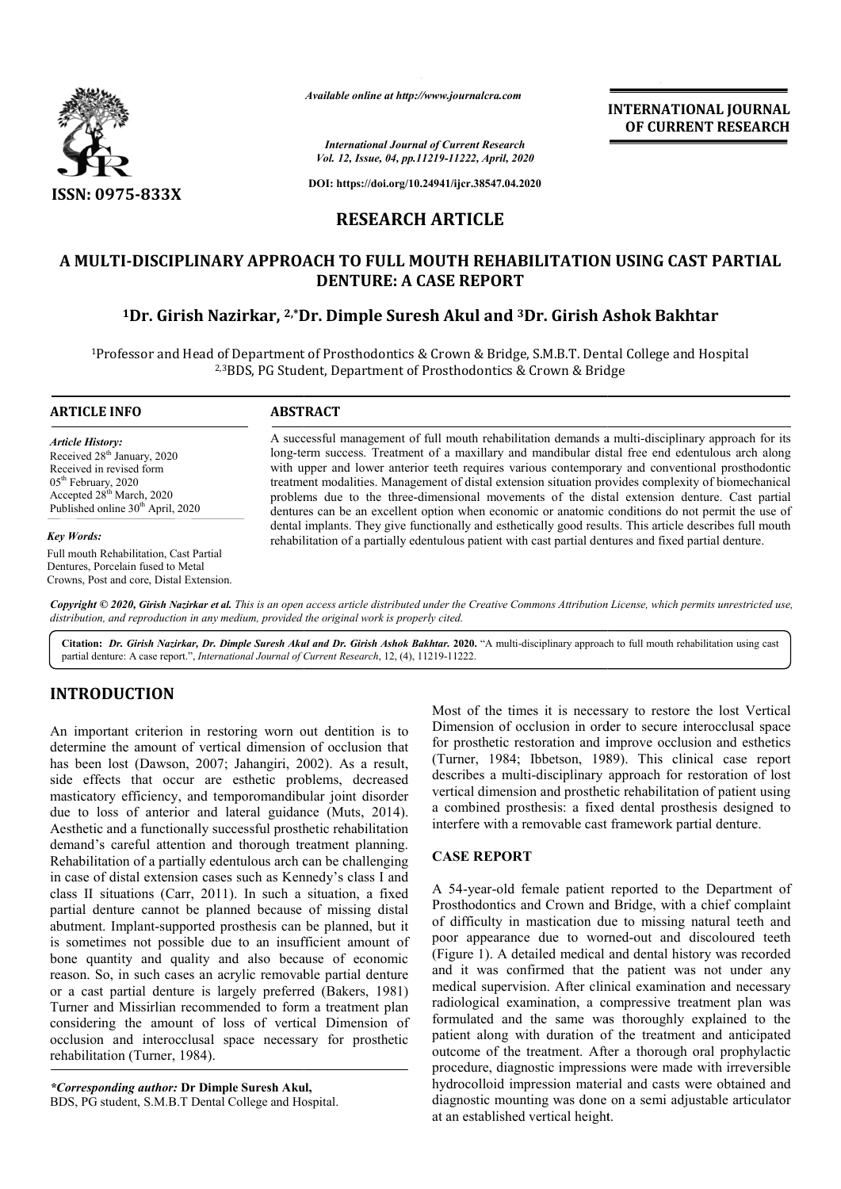*Available online at http://www.journalcra.com*

*International Journal of Current Research*
*Vol. 12, Issue, 04, pp.11219-11222, April, 2020*

**DOI: https://doi.org/10.24941/ijcr.38547.04.2020**

**INTERNATIONAL JOURNAL OF CURRENT RESEARCH**

**ISSN: 0975-833X**

## RESEARCH ARTICLE

# A MULTI-DISCIPLINARY APPROACH TO FULL MOUTH REHABILITATION USING CAST PARTIAL DENTURE: A CASE REPORT

**[1]Dr. Girish Nazirkar, [2,*]Dr. Dimple Suresh Akul and [3]Dr. Girish Ashok Bakhtar**

[1]Professor and Head of Department of Prosthodontics & Crown & Bridge, S.M.B.T. Dental College and Hospital
[2,3]BDS, PG Student, Department of Prosthodontics & Crown & Bridge

**ARTICLE INFO**

***Article History:***
Received 28th January, 2020
Received in revised form
05th February, 2020
Accepted 28th March, 2020
Published online 30th April, 2020

***Key Words:***
Full mouth Rehabilitation, Cast Partial Dentures, Porcelain fused to Metal Crowns, Post and core, Distal Extension.

**ABSTRACT**

A successful management of full mouth rehabilitation demands a multi-disciplinary approach for its long-term success. Treatment of a maxillary and mandibular distal free end edentulous arch along with upper and lower anterior teeth requires various contemporary and conventional prosthodontic treatment modalities. Management of distal extension situation provides complexity of biomechanical problems due to the three-dimensional movements of the distal extension denture. Cast partial dentures can be an excellent option when economic or anatomic conditions do not permit the use of dental implants. They give functionally and esthetically good results. This article describes full mouth rehabilitation of a partially edentulous patient with cast partial dentures and fixed partial denture.

*Copyright © 2020, Girish Nazirkar et al. This is an open access article distributed under the Creative Commons Attribution License, which permits unrestricted use, distribution, and reproduction in any medium, provided the original work is properly cited.*

**Citation:** *Dr. Girish Nazirkar, Dr. Dimple Suresh Akul and Dr. Girish Ashok Bakhtar.* **2020.** "A multi-disciplinary approach to full mouth rehabilitation using cast partial denture: A case report.", *International Journal of Current Research*, 12, (4), 11219-11222.

## INTRODUCTION

An important criterion in restoring worn out dentition is to determine the amount of vertical dimension of occlusion that has been lost (Dawson, 2007; Jahangiri, 2002). As a result, side effects that occur are esthetic problems, decreased masticatory efficiency, and temporomandibular joint disorder due to loss of anterior and lateral guidance (Muts, 2014). Aesthetic and a functionally successful prosthetic rehabilitation demand's careful attention and thorough treatment planning. Rehabilitation of a partially edentulous arch can be challenging in case of distal extension cases such as Kennedy's class I and class II situations (Carr, 2011). In such a situation, a fixed partial denture cannot be planned because of missing distal abutment. Implant-supported prosthesis can be planned, but it is sometimes not possible due to an insufficient amount of bone quantity and quality and also because of economic reason. So, in such cases an acrylic removable partial denture or a cast partial denture is largely preferred (Bakers, 1981) Turner and Missirlian recommended to form a treatment plan considering the amount of loss of vertical Dimension of occlusion and interocclusal space necessary for prosthetic rehabilitation (Turner, 1984).

Most of the times it is necessary to restore the lost Vertical Dimension of occlusion in order to secure interocclusal space for prosthetic restoration and improve occlusion and esthetics (Turner, 1984; Ibbetson, 1989). This clinical case report describes a multi-disciplinary approach for restoration of lost vertical dimension and prosthetic rehabilitation of patient using a combined prosthesis: a fixed dental prosthesis designed to interfere with a removable cast framework partial denture.

## CASE REPORT

A 54-year-old female patient reported to the Department of Prosthodontics and Crown and Bridge, with a chief complaint of difficulty in mastication due to missing natural teeth and poor appearance due to worned-out and discoloured teeth (Figure 1). A detailed medical and dental history was recorded and it was confirmed that the patient was not under any medical supervision. After clinical examination and necessary radiological examination, a compressive treatment plan was formulated and the same was thoroughly explained to the patient along with duration of the treatment and anticipated outcome of the treatment. After a thorough oral prophylactic procedure, diagnostic impressions were made with irreversible hydrocolloid impression material and casts were obtained and diagnostic mounting was done on a semi adjustable articulator at an established vertical height.

***Corresponding author:** **Dr Dimple Suresh Akul,**
BDS, PG student, S.M.B.T Dental College and Hospital.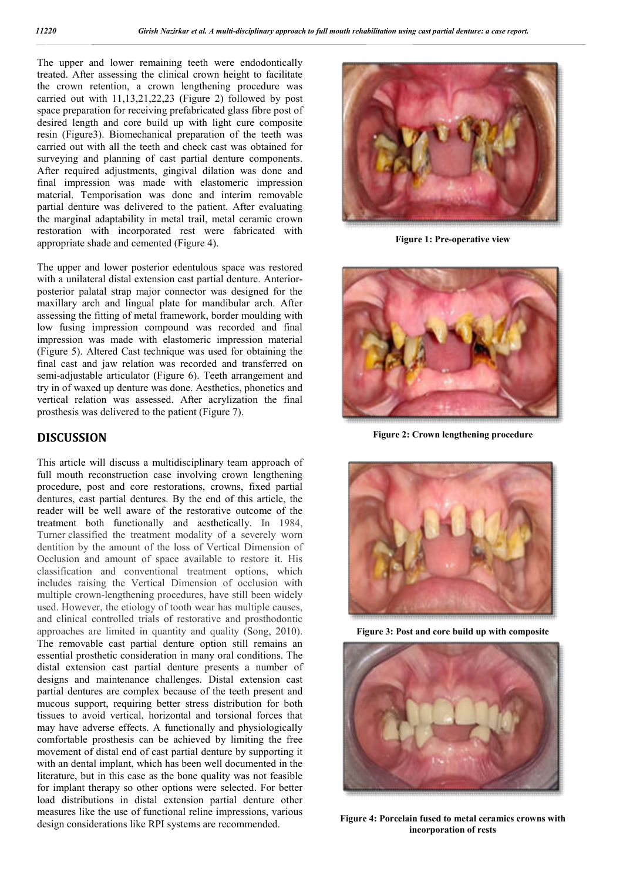The upper and lower remaining teeth were endodontically treated. After assessing the clinical crown height to facilitate the crown retention, a crown lengthening procedure was carried out with 11,13,21,22,23 (Figure 2) followed by post space preparation for receiving prefabricated glass fibre post of desired length and core build up with light cure composite resin (Figure3). Biomechanical preparation of the teeth was carried out with all the teeth and check cast was obtained for surveying and planning of cast partial denture components. After required adjustments, gingival dilation was done and final impression was made with elastomeric impression material. Temporisation was done and interim removable partial denture was delivered to the patient. After evaluating the marginal adaptability in metal trail, metal ceramic crown restoration with incorporated rest were fabricated with appropriate shade and cemented (Figure 4).

The upper and lower posterior edentulous space was restored with a unilateral distal extension cast partial denture. Anterior-posterior palatal strap major connector was designed for the maxillary arch and lingual plate for mandibular arch. After assessing the fitting of metal framework, border moulding with low fusing impression compound was recorded and final impression was made with elastomeric impression material (Figure 5). Altered Cast technique was used for obtaining the final cast and jaw relation was recorded and transferred on semi-adjustable articulator (Figure 6). Teeth arrangement and try in of waxed up denture was done. Aesthetics, phonetics and vertical relation was assessed. After acrylization the final prosthesis was delivered to the patient (Figure 7).

## DISCUSSION

This article will discuss a multidisciplinary team approach of full mouth reconstruction case involving crown lengthening procedure, post and core restorations, crowns, fixed partial dentures, cast partial dentures. By the end of this article, the reader will be well aware of the restorative outcome of the treatment both functionally and aesthetically. In 1984, Turner classified the treatment modality of a severely worn dentition by the amount of the loss of Vertical Dimension of Occlusion and amount of space available to restore it. His classification and conventional treatment options, which includes raising the Vertical Dimension of occlusion with multiple crown-lengthening procedures, have still been widely used. However, the etiology of tooth wear has multiple causes, and clinical controlled trials of restorative and prosthodontic approaches are limited in quantity and quality (Song, 2010). The removable cast partial denture option still remains an essential prosthetic consideration in many oral conditions. The distal extension cast partial denture presents a number of designs and maintenance challenges. Distal extension cast partial dentures are complex because of the teeth present and mucous support, requiring better stress distribution for both tissues to avoid vertical, horizontal and torsional forces that may have adverse effects. A functionally and physiologically comfortable prosthesis can be achieved by limiting the free movement of distal end of cast partial denture by supporting it with an dental implant, which has been well documented in the literature, but in this case as the bone quality was not feasible for implant therapy so other options were selected. For better load distributions in distal extension partial denture other measures like the use of functional reline impressions, various design considerations like RPI systems are recommended.

**Figure 1: Pre-operative view**

**Figure 2: Crown lengthening procedure**

**Figure 3: Post and core build up with composite**

**Figure 4: Porcelain fused to metal ceramics crowns with incorporation of rests**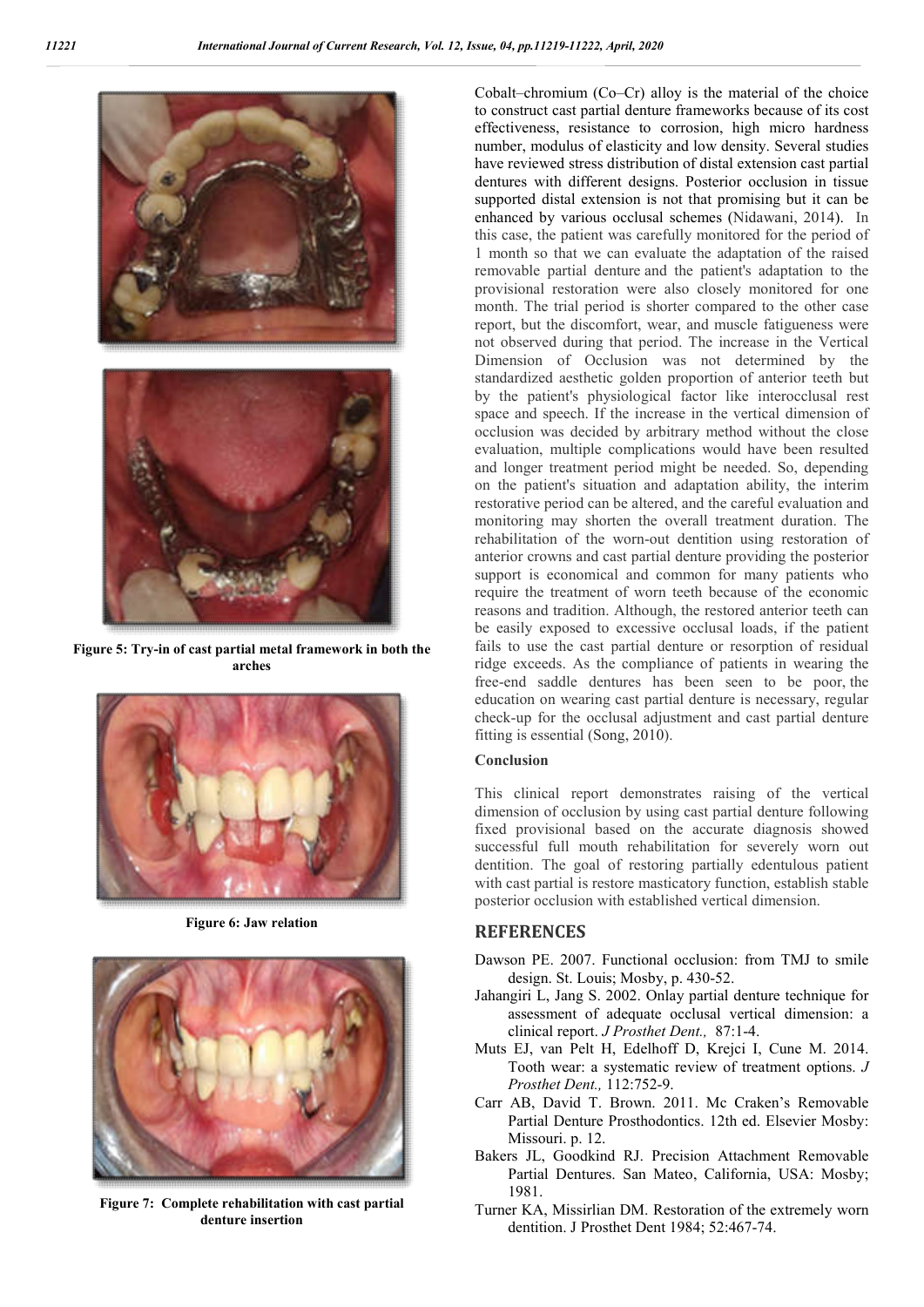Figure 5: Try-in of cast partial metal framework in both the arches

Figure 6: Jaw relation

Figure 7: Complete rehabilitation with cast partial denture insertion

Cobalt–chromium (Co–Cr) alloy is the material of the choice to construct cast partial denture frameworks because of its cost effectiveness, resistance to corrosion, high micro hardness number, modulus of elasticity and low density. Several studies have reviewed stress distribution of distal extension cast partial dentures with different designs. Posterior occlusion in tissue supported distal extension is not that promising but it can be enhanced by various occlusal schemes (Nidawani, 2014). In this case, the patient was carefully monitored for the period of 1 month so that we can evaluate the adaptation of the raised removable partial denture and the patient's adaptation to the provisional restoration were also closely monitored for one month. The trial period is shorter compared to the other case report, but the discomfort, wear, and muscle fatigueness were not observed during that period. The increase in the Vertical Dimension of Occlusion was not determined by the standardized aesthetic golden proportion of anterior teeth but by the patient's physiological factor like interocclusal rest space and speech. If the increase in the vertical dimension of occlusion was decided by arbitrary method without the close evaluation, multiple complications would have been resulted and longer treatment period might be needed. So, depending on the patient's situation and adaptation ability, the interim restorative period can be altered, and the careful evaluation and monitoring may shorten the overall treatment duration. The rehabilitation of the worn-out dentition using restoration of anterior crowns and cast partial denture providing the posterior support is economical and common for many patients who require the treatment of worn teeth because of the economic reasons and tradition. Although, the restored anterior teeth can be easily exposed to excessive occlusal loads, if the patient fails to use the cast partial denture or resorption of residual ridge exceeds. As the compliance of patients in wearing the free-end saddle dentures has been seen to be poor, the education on wearing cast partial denture is necessary, regular check-up for the occlusal adjustment and cast partial denture fitting is essential (Song, 2010).

### Conclusion

This clinical report demonstrates raising of the vertical dimension of occlusion by using cast partial denture following fixed provisional based on the accurate diagnosis showed successful full mouth rehabilitation for severely worn out dentition. The goal of restoring partially edentulous patient with cast partial is restore masticatory function, establish stable posterior occlusion with established vertical dimension.

## REFERENCES

- Dawson PE. 2007. Functional occlusion: from TMJ to smile design. St. Louis; Mosby, p. 430-52.
- Jahangiri L, Jang S. 2002. Onlay partial denture technique for assessment of adequate occlusal vertical dimension: a clinical report. *J Prosthet Dent.,* 87:1-4.
- Muts EJ, van Pelt H, Edelhoff D, Krejci I, Cune M. 2014. Tooth wear: a systematic review of treatment options. *J Prosthet Dent.,* 112:752-9.
- Carr AB, David T. Brown. 2011. Mc Craken's Removable Partial Denture Prosthodontics. 12th ed. Elsevier Mosby: Missouri. p. 12.
- Bakers JL, Goodkind RJ. Precision Attachment Removable Partial Dentures. San Mateo, California, USA: Mosby; 1981.
- Turner KA, Missirlian DM. Restoration of the extremely worn dentition. J Prosthet Dent 1984; 52:467-74.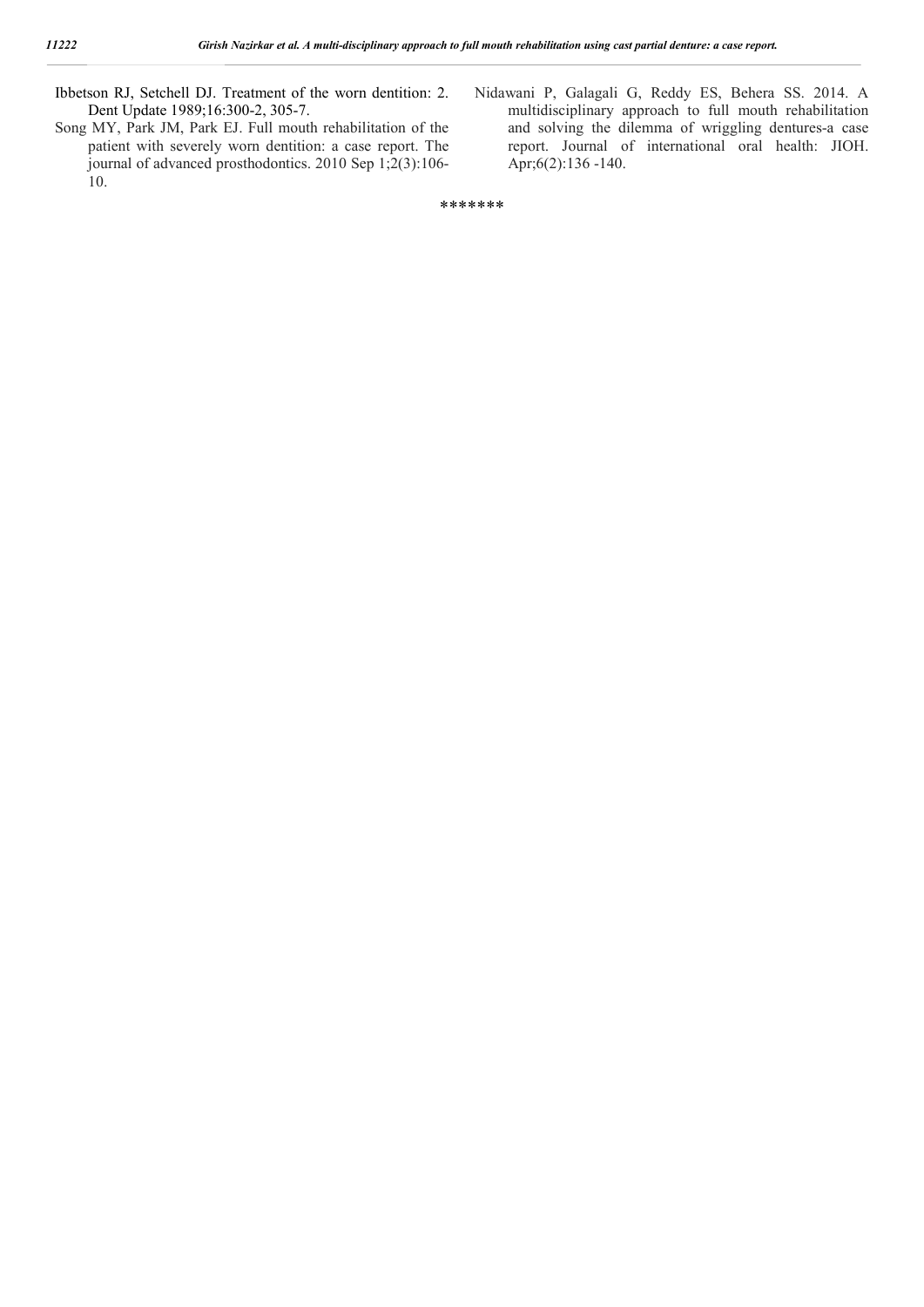Ibbetson RJ, Setchell DJ. Treatment of the worn dentition: 2. Dent Update 1989;16:300-2, 305-7.

Song MY, Park JM, Park EJ. Full mouth rehabilitation of the patient with severely worn dentition: a case report. The journal of advanced prosthodontics. 2010 Sep 1;2(3):106-10.

Nidawani P, Galagali G, Reddy ES, Behera SS. 2014. A multidisciplinary approach to full mouth rehabilitation and solving the dilemma of wriggling dentures-a case report. Journal of international oral health: JIOH. Apr;6(2):136 -140.

*******